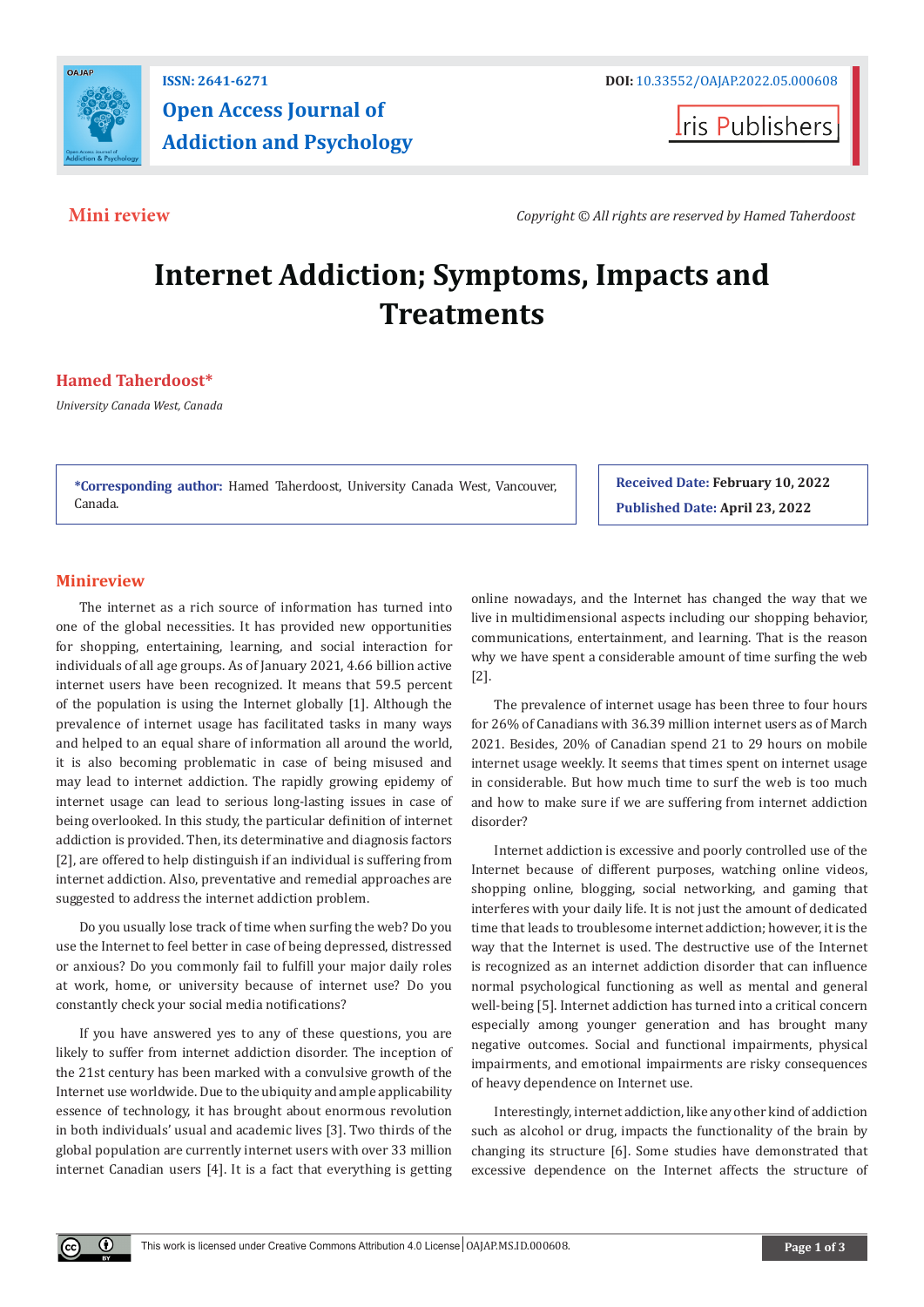**Mini review**

*Copyright © All rights are reserved by Hamed Taherdoost*

# Internet Addiction; Symptoms, Impacts and Treatments

**Hamed Taherdoost***

*University Canada West, Canada*

**\*Corresponding author:** Hamed Taherdoost, University Canada West, Vancouver, Canada.

**Received Date:** February 10, 2022

**Published Date:** April 23, 2022

## Minireview

The internet as a rich source of information has turned into one of the global necessities. It has provided new opportunities for shopping, entertaining, learning, and social interaction for individuals of all age groups. As of January 2021, 4.66 billion active internet users have been recognized. It means that 59.5 percent of the population is using the Internet globally [1]. Although the prevalence of internet usage has facilitated tasks in many ways and helped to an equal share of information all around the world, it is also becoming problematic in case of being misused and may lead to internet addiction. The rapidly growing epidemy of internet usage can lead to serious long-lasting issues in case of being overlooked. In this study, the particular definition of internet addiction is provided. Then, its determinative and diagnosis factors [2], are offered to help distinguish if an individual is suffering from internet addiction. Also, preventative and remedial approaches are suggested to address the internet addiction problem.

Do you usually lose track of time when surfing the web? Do you use the Internet to feel better in case of being depressed, distressed or anxious? Do you commonly fail to fulfill your major daily roles at work, home, or university because of internet use? Do you constantly check your social media notifications?

If you have answered yes to any of these questions, you are likely to suffer from internet addiction disorder. The inception of the 21st century has been marked with a convulsive growth of the Internet use worldwide. Due to the ubiquity and ample applicability essence of technology, it has brought about enormous revolution in both individuals' usual and academic lives [3]. Two thirds of the global population are currently internet users with over 33 million internet Canadian users [4]. It is a fact that everything is getting online nowadays, and the Internet has changed the way that we live in multidimensional aspects including our shopping behavior, communications, entertainment, and learning. That is the reason why we have spent a considerable amount of time surfing the web [2].

The prevalence of internet usage has been three to four hours for 26% of Canadians with 36.39 million internet users as of March 2021. Besides, 20% of Canadian spend 21 to 29 hours on mobile internet usage weekly. It seems that times spent on internet usage in considerable. But how much time to surf the web is too much and how to make sure if we are suffering from internet addiction disorder?

Internet addiction is excessive and poorly controlled use of the Internet because of different purposes, watching online videos, shopping online, blogging, social networking, and gaming that interferes with your daily life. It is not just the amount of dedicated time that leads to troublesome internet addiction; however, it is the way that the Internet is used. The destructive use of the Internet is recognized as an internet addiction disorder that can influence normal psychological functioning as well as mental and general well-being [5]. Internet addiction has turned into a critical concern especially among younger generation and has brought many negative outcomes. Social and functional impairments, physical impairments, and emotional impairments are risky consequences of heavy dependence on Internet use.

Interestingly, internet addiction, like any other kind of addiction such as alcohol or drug, impacts the functionality of the brain by changing its structure [6]. Some studies have demonstrated that excessive dependence on the Internet affects the structure of

This work is licensed under Creative Commons Attribution 4.0 License | OAJAP.MS.ID.000608.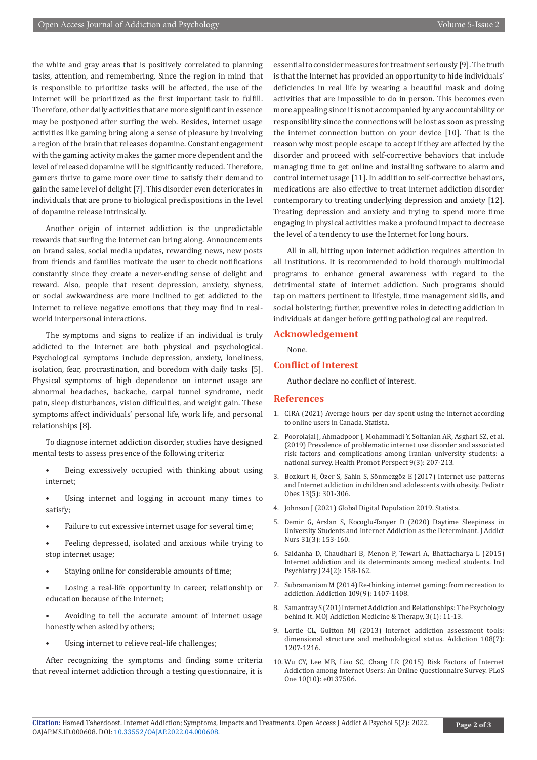the white and gray areas that is positively correlated to planning tasks, attention, and remembering. Since the region in mind that is responsible to prioritize tasks will be affected, the use of the Internet will be prioritized as the first important task to fulfill. Therefore, other daily activities that are more significant in essence may be postponed after surfing the web. Besides, internet usage activities like gaming bring along a sense of pleasure by involving a region of the brain that releases dopamine. Constant engagement with the gaming activity makes the gamer more dependent and the level of released dopamine will be significantly reduced. Therefore, gamers thrive to game more over time to satisfy their demand to gain the same level of delight [7]. This disorder even deteriorates in individuals that are prone to biological predispositions in the level of dopamine release intrinsically.

Another origin of internet addiction is the unpredictable rewards that surfing the Internet can bring along. Announcements on brand sales, social media updates, rewarding news, new posts from friends and families motivate the user to check notifications constantly since they create a never-ending sense of delight and reward. Also, people that resent depression, anxiety, shyness, or social awkwardness are more inclined to get addicted to the Internet to relieve negative emotions that they may find in real-world interpersonal interactions.

The symptoms and signs to realize if an individual is truly addicted to the Internet are both physical and psychological. Psychological symptoms include depression, anxiety, loneliness, isolation, fear, procrastination, and boredom with daily tasks [5]. Physical symptoms of high dependence on internet usage are abnormal headaches, backache, carpal tunnel syndrome, neck pain, sleep disturbances, vision difficulties, and weight gain. These symptoms affect individuals' personal life, work life, and personal relationships [8].

To diagnose internet addiction disorder, studies have designed mental tests to assess presence of the following criteria:

- Being excessively occupied with thinking about using internet;
- Using internet and logging in account many times to satisfy;
- Failure to cut excessive internet usage for several time;
- Feeling depressed, isolated and anxious while trying to stop internet usage;
- Staying online for considerable amounts of time;
- Losing a real-life opportunity in career, relationship or education because of the Internet;
- Avoiding to tell the accurate amount of internet usage honestly when asked by others;
- Using internet to relieve real-life challenges;

After recognizing the symptoms and finding some criteria that reveal internet addiction through a testing questionnaire, it is essential to consider measures for treatment seriously [9]. The truth is that the Internet has provided an opportunity to hide individuals' deficiencies in real life by wearing a beautiful mask and doing activities that are impossible to do in person. This becomes even more appealing since it is not accompanied by any accountability or responsibility since the connections will be lost as soon as pressing the internet connection button on your device [10]. That is the reason why most people escape to accept if they are affected by the disorder and proceed with self-corrective behaviors that include managing time to get online and installing software to alarm and control internet usage [11]. In addition to self-corrective behaviors, medications are also effective to treat internet addiction disorder contemporary to treating underlying depression and anxiety [12]. Treating depression and anxiety and trying to spend more time engaging in physical activities make a profound impact to decrease the level of a tendency to use the Internet for long hours.

All in all, hitting upon internet addiction requires attention in all institutions. It is recommended to hold thorough multimodal programs to enhance general awareness with regard to the detrimental state of internet addiction. Such programs should tap on matters pertinent to lifestyle, time management skills, and social bolstering; further, preventive roles in detecting addiction in individuals at danger before getting pathological are required.

## Acknowledgement

None.

## Conflict of Interest

Author declare no conflict of interest.

## References

1. CIRA (2021) Average hours per day spent using the internet according to online users in Canada. Statista.
2. Poorolajal J, Ahmadpoor J, Mohammadi Y, Soltanian AR, Asghari SZ, et al. (2019) Prevalence of problematic internet use disorder and associated risk factors and complications among Iranian university students: a national survey. Health Promot Perspect 9(3): 207-213.
3. Bozkurt H, Özer S, Şahin S, Sönmezgöz E (2017) Internet use patterns and Internet addiction in children and adolescents with obesity. Pediatr Obes 13(5): 301-306.
4. Johnson J (2021) Global Digital Population 2019. Statista.
5. Demir G, Arslan S, Kocoglu-Tanyer D (2020) Daytime Sleepiness in University Students and Internet Addiction as the Determinant. J Addict Nurs 31(3): 153-160.
6. Saldanha D, Chaudhari B, Menon P, Tewari A, Bhattacharya L (2015) Internet addiction and its determinants among medical students. Ind Psychiatry J 24(2): 158-162.
7. Subramaniam M (2014) Re-thinking internet gaming: from recreation to addiction. Addiction 109(9): 1407-1408.
8. Samantray S (201) Internet Addiction and Relationships: The Psychology behind It. MOJ Addiction Medicine & Therapy, 3(1): 11-13.
9. Lortie CL, Guitton MJ (2013) Internet addiction assessment tools: dimensional structure and methodological status. Addiction 108(7): 1207-1216.
10. Wu CY, Lee MB, Liao SC, Chang LR (2015) Risk Factors of Internet Addiction among Internet Users: An Online Questionnaire Survey. PLoS One 10(10): e0137506.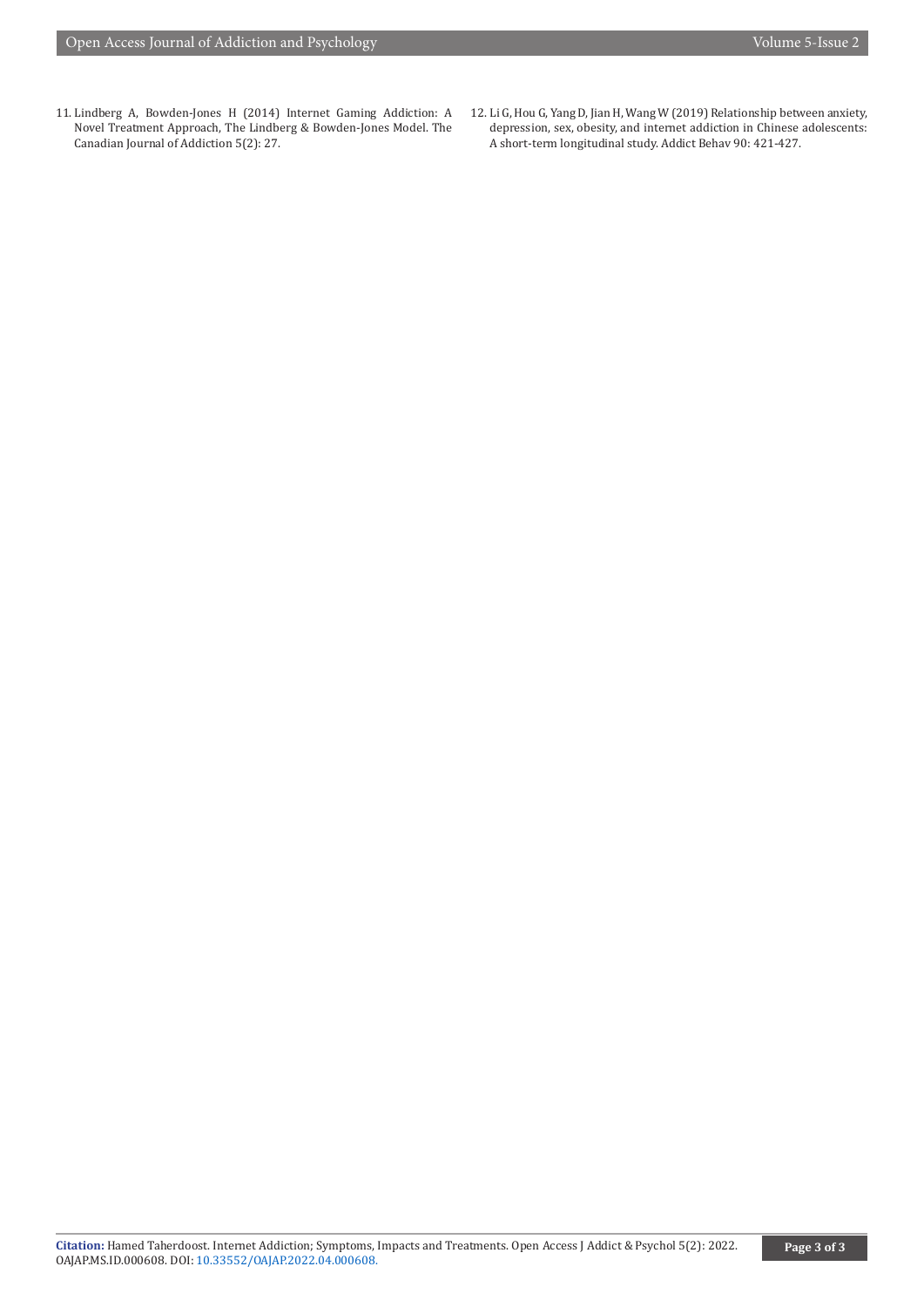11. Lindberg A, Bowden-Jones H (2014) Internet Gaming Addiction: A Novel Treatment Approach, The Lindberg & Bowden-Jones Model. The Canadian Journal of Addiction 5(2): 27.
12. Li G, Hou G, Yang D, Jian H, Wang W (2019) Relationship between anxiety, depression, sex, obesity, and internet addiction in Chinese adolescents: A short-term longitudinal study. Addict Behav 90: 421-427.